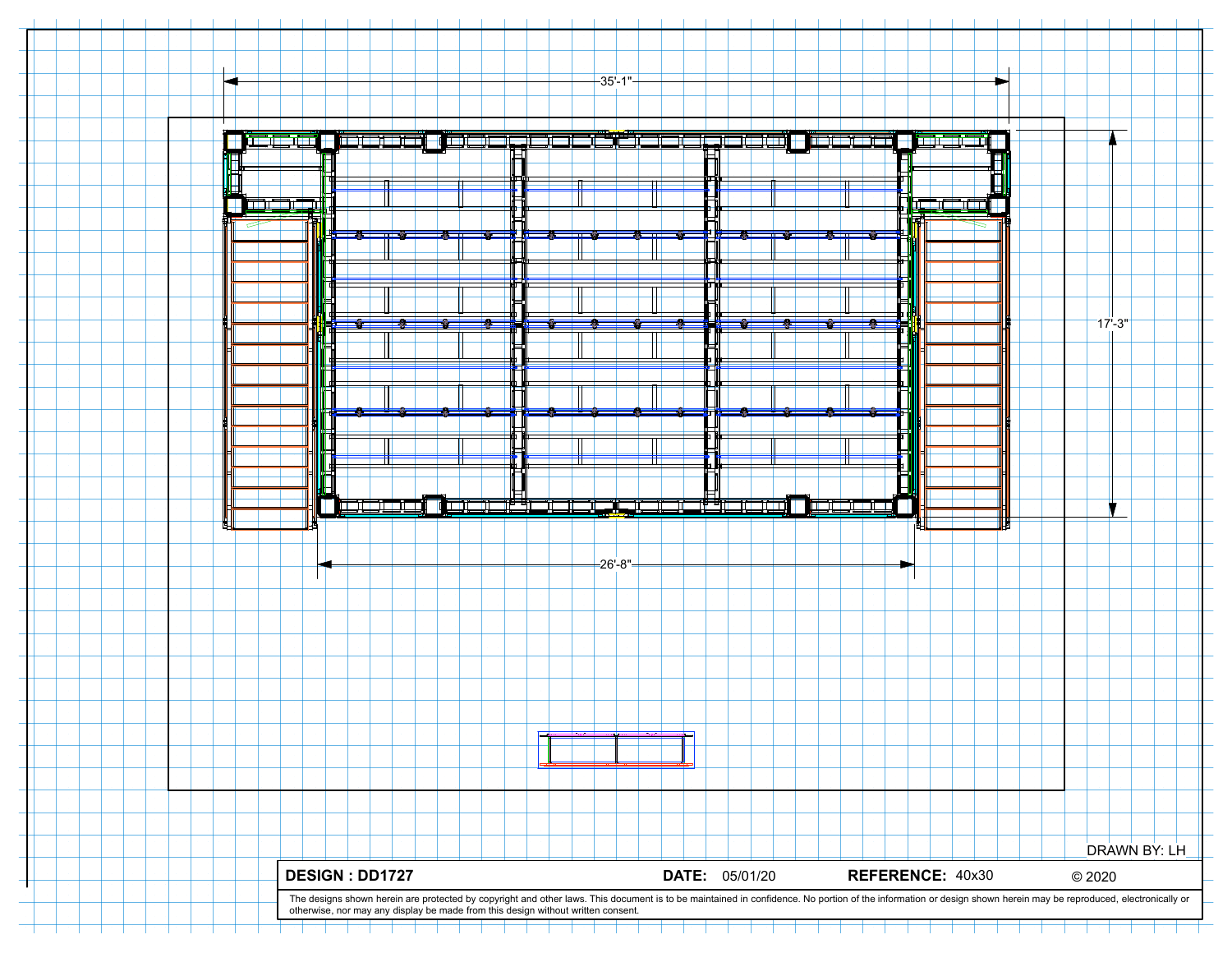35'-1"

17'-3"

26'-8"

DRAWN BY: LH

| **DESIGN : DD1727** | **DATE:** 05/01/20 | **REFERENCE:** 40x30 | © 2020 |
| --- | --- | --- | --- |

The designs shown herein are protected by copyright and other laws. This document is to be maintained in confidence. No portion of the information or design shown herein may be reproduced, electronically or otherwise, nor may any display be made from this design without written consent.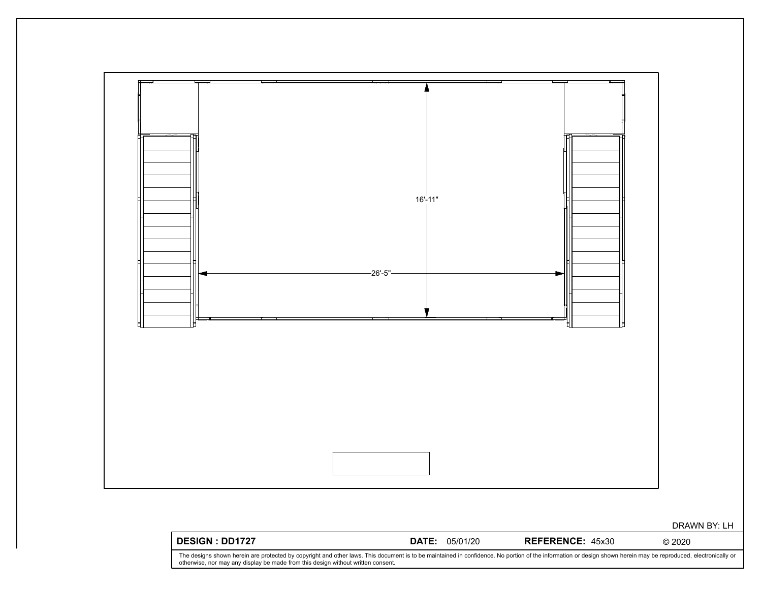16'-11"

26'-5"

DRAWN BY: LH

| DESIGN : DD1727 | DATE: 05/01/20 | REFERENCE: 45x30 | © 2020 |
|---|---|---|---|

The designs shown herein are protected by copyright and other laws. This document is to be maintained in confidence. No portion of the information or design shown herein may be reproduced, electronically or otherwise, nor may any display be made from this design without written consent.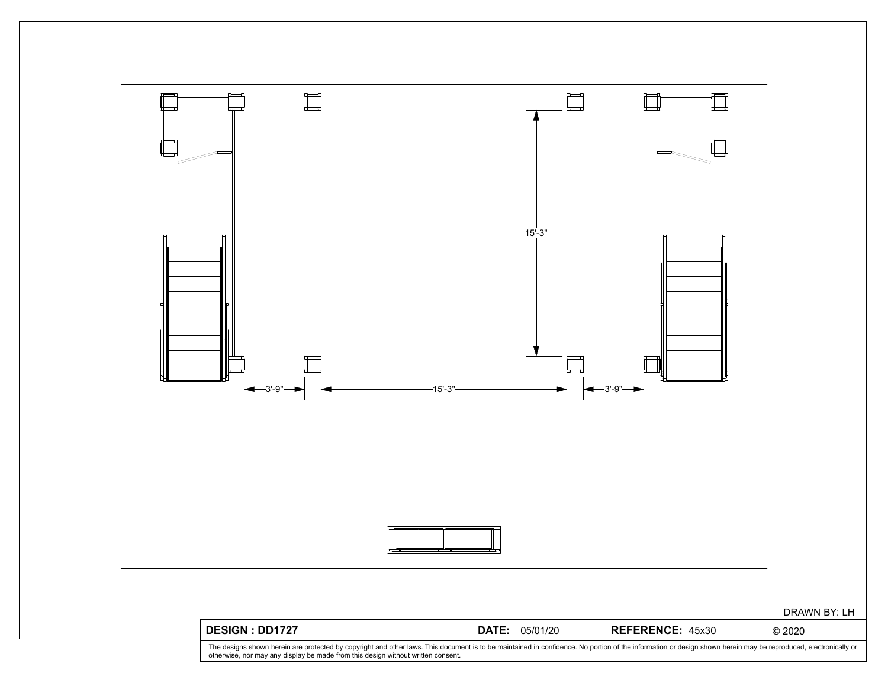15'-3"

3'-9"

15'-3"

3'-9"

DRAWN BY: LH

| **DESIGN : DD1727** | **DATE:** 05/01/20 | **REFERENCE:** 45x30 | © 2020 |
|---|---|---|---|

The designs shown herein are protected by copyright and other laws. This document is to be maintained in confidence. No portion of the information or design shown herein may be reproduced, electronically or otherwise, nor may any display be made from this design without written consent.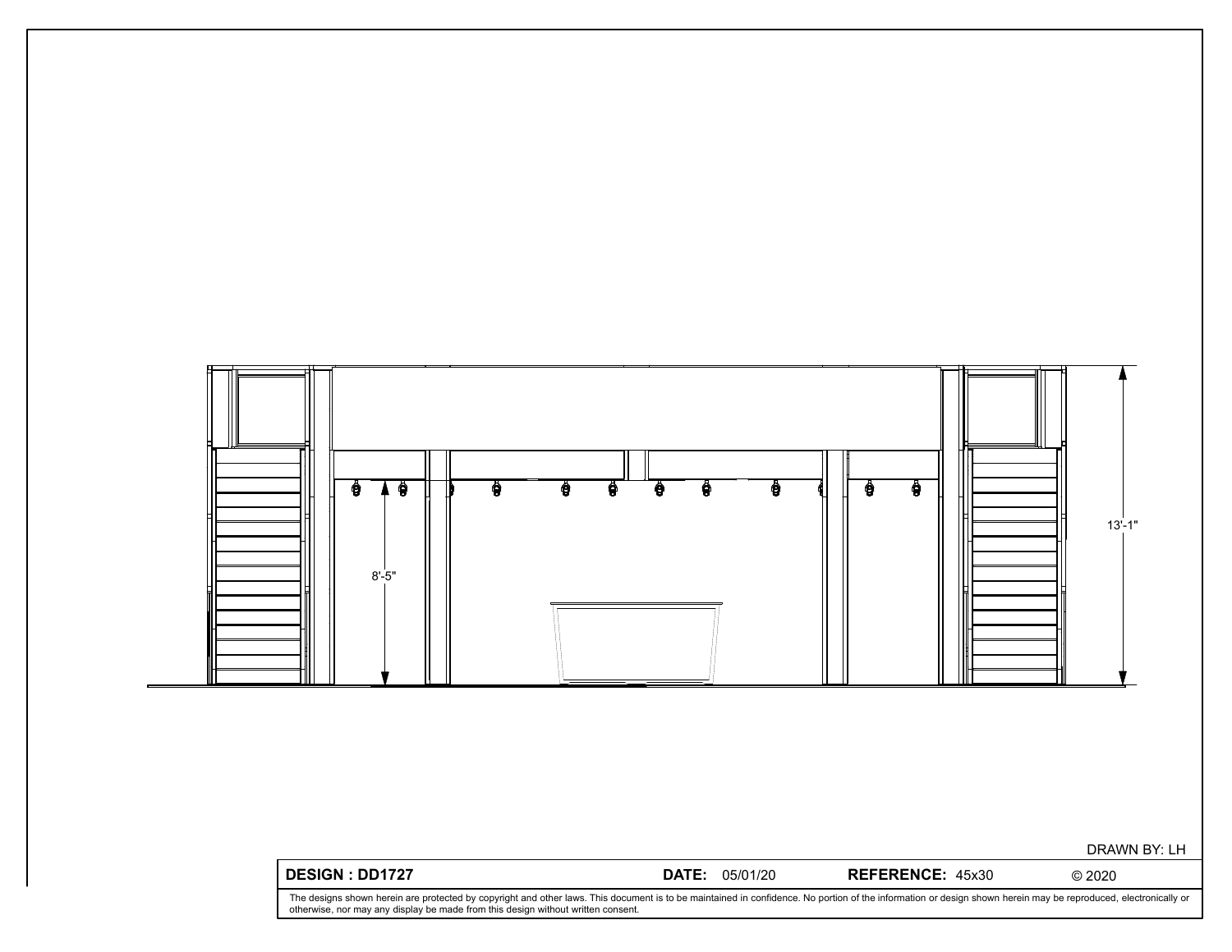8'-5"

13'-1"

DRAWN BY: LH

| | | | |
|---|---|---|---|
| **DESIGN : DD1727** | **DATE:** 05/01/20 | **REFERENCE:** 45x30 | © 2020 |

The designs shown herein are protected by copyright and other laws. This document is to be maintained in confidence. No portion of the information or design shown herein may be reproduced, electronically or otherwise, nor may any display be made from this design without written consent.